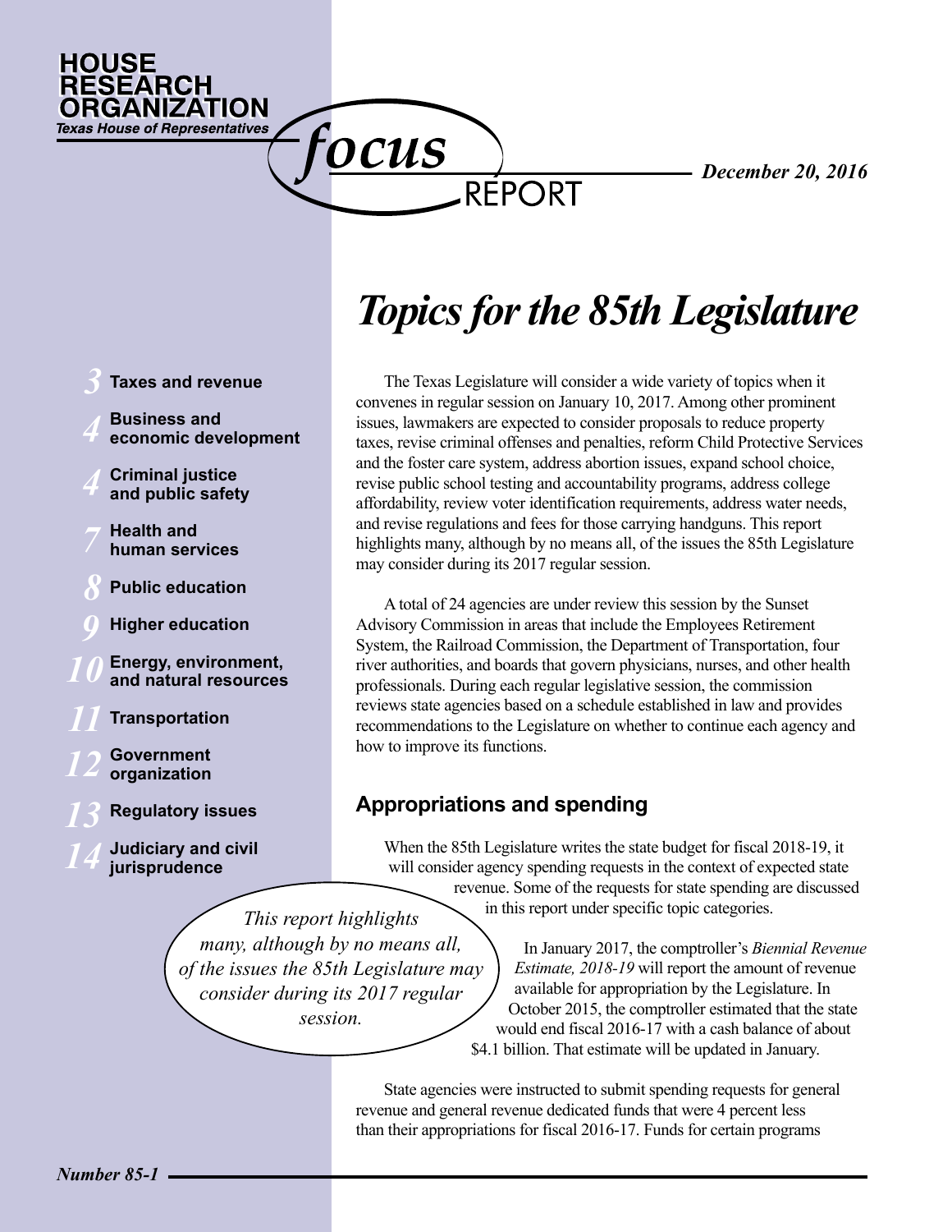HOUSE RESEARCH ORGANIZATION
*Texas House of Representatives*

*focus* REPORT

*December 20, 2016*

# *Topics for the 85th Legislature*

- *3* **Taxes and revenue**
- *4* **Business and economic development**
- *4* **Criminal justice and public safety**
- *7* **Health and human services**
- *8* **Public education**
- *9* **Higher education**
- *10* **Energy, environment, and natural resources**
- *11* **Transportation**
- *12* **Government organization**
- *13* **Regulatory issues**
- *14* **Judiciary and civil jurisprudence**

The Texas Legislature will consider a wide variety of topics when it convenes in regular session on January 10, 2017. Among other prominent issues, lawmakers are expected to consider proposals to reduce property taxes, revise criminal offenses and penalties, reform Child Protective Services and the foster care system, address abortion issues, expand school choice, revise public school testing and accountability programs, address college affordability, review voter identification requirements, address water needs, and revise regulations and fees for those carrying handguns. This report highlights many, although by no means all, of the issues the 85th Legislature may consider during its 2017 regular session.

A total of 24 agencies are under review this session by the Sunset Advisory Commission in areas that include the Employees Retirement System, the Railroad Commission, the Department of Transportation, four river authorities, and boards that govern physicians, nurses, and other health professionals. During each regular legislative session, the commission reviews state agencies based on a schedule established in law and provides recommendations to the Legislature on whether to continue each agency and how to improve its functions.

## Appropriations and spending

When the 85th Legislature writes the state budget for fiscal 2018-19, it will consider agency spending requests in the context of expected state revenue. Some of the requests for state spending are discussed in this report under specific topic categories.

*This report highlights many, although by no means all, of the issues the 85th Legislature may consider during its 2017 regular session.*

In January 2017, the comptroller's *Biennial Revenue Estimate, 2018-19* will report the amount of revenue available for appropriation by the Legislature. In October 2015, the comptroller estimated that the state would end fiscal 2016-17 with a cash balance of about $4.1 billion. That estimate will be updated in January.

State agencies were instructed to submit spending requests for general revenue and general revenue dedicated funds that were 4 percent less than their appropriations for fiscal 2016-17. Funds for certain programs

*Number 85-1*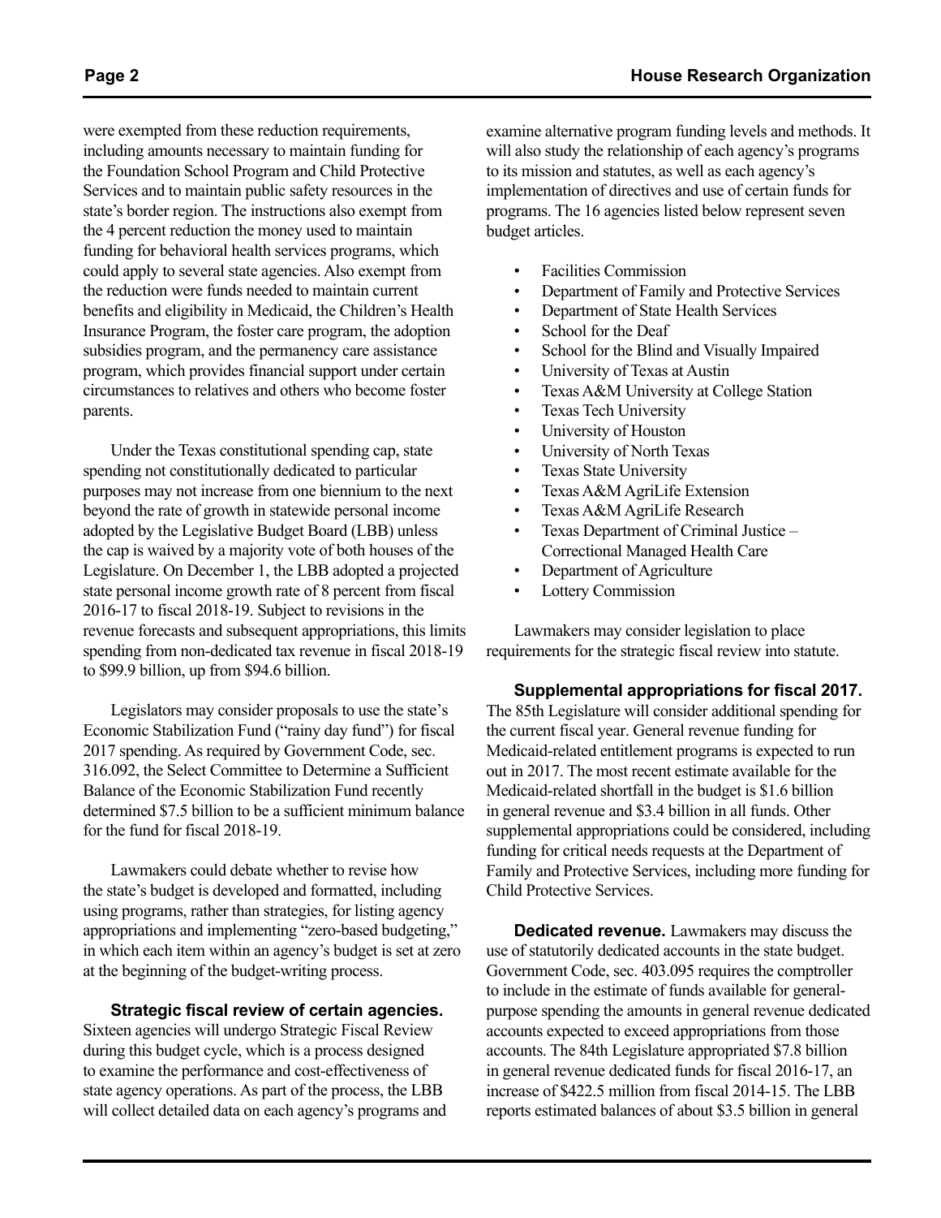were exempted from these reduction requirements, including amounts necessary to maintain funding for the Foundation School Program and Child Protective Services and to maintain public safety resources in the state's border region. The instructions also exempt from the 4 percent reduction the money used to maintain funding for behavioral health services programs, which could apply to several state agencies. Also exempt from the reduction were funds needed to maintain current benefits and eligibility in Medicaid, the Children's Health Insurance Program, the foster care program, the adoption subsidies program, and the permanency care assistance program, which provides financial support under certain circumstances to relatives and others who become foster parents.

Under the Texas constitutional spending cap, state spending not constitutionally dedicated to particular purposes may not increase from one biennium to the next beyond the rate of growth in statewide personal income adopted by the Legislative Budget Board (LBB) unless the cap is waived by a majority vote of both houses of the Legislature. On December 1, the LBB adopted a projected state personal income growth rate of 8 percent from fiscal 2016-17 to fiscal 2018-19. Subject to revisions in the revenue forecasts and subsequent appropriations, this limits spending from non-dedicated tax revenue in fiscal 2018-19 to $99.9 billion, up from $94.6 billion.

Legislators may consider proposals to use the state's Economic Stabilization Fund ("rainy day fund") for fiscal 2017 spending. As required by Government Code, sec. 316.092, the Select Committee to Determine a Sufficient Balance of the Economic Stabilization Fund recently determined $7.5 billion to be a sufficient minimum balance for the fund for fiscal 2018-19.

Lawmakers could debate whether to revise how the state's budget is developed and formatted, including using programs, rather than strategies, for listing agency appropriations and implementing "zero-based budgeting," in which each item within an agency's budget is set at zero at the beginning of the budget-writing process.

**Strategic fiscal review of certain agencies.** Sixteen agencies will undergo Strategic Fiscal Review during this budget cycle, which is a process designed to examine the performance and cost-effectiveness of state agency operations. As part of the process, the LBB will collect detailed data on each agency's programs and examine alternative program funding levels and methods. It will also study the relationship of each agency's programs to its mission and statutes, as well as each agency's implementation of directives and use of certain funds for programs. The 16 agencies listed below represent seven budget articles.

- Facilities Commission
- Department of Family and Protective Services
- Department of State Health Services
- School for the Deaf
- School for the Blind and Visually Impaired
- University of Texas at Austin
- Texas A&M University at College Station
- Texas Tech University
- University of Houston
- University of North Texas
- Texas State University
- Texas A&M AgriLife Extension
- Texas A&M AgriLife Research
- Texas Department of Criminal Justice – Correctional Managed Health Care
- Department of Agriculture
- Lottery Commission

Lawmakers may consider legislation to place requirements for the strategic fiscal review into statute.

**Supplemental appropriations for fiscal 2017.** The 85th Legislature will consider additional spending for the current fiscal year. General revenue funding for Medicaid-related entitlement programs is expected to run out in 2017. The most recent estimate available for the Medicaid-related shortfall in the budget is $1.6 billion in general revenue and $3.4 billion in all funds. Other supplemental appropriations could be considered, including funding for critical needs requests at the Department of Family and Protective Services, including more funding for Child Protective Services.

**Dedicated revenue.** Lawmakers may discuss the use of statutorily dedicated accounts in the state budget. Government Code, sec. 403.095 requires the comptroller to include in the estimate of funds available for general-purpose spending the amounts in general revenue dedicated accounts expected to exceed appropriations from those accounts. The 84th Legislature appropriated $7.8 billion in general revenue dedicated funds for fiscal 2016-17, an increase of $422.5 million from fiscal 2014-15. The LBB reports estimated balances of about $3.5 billion in general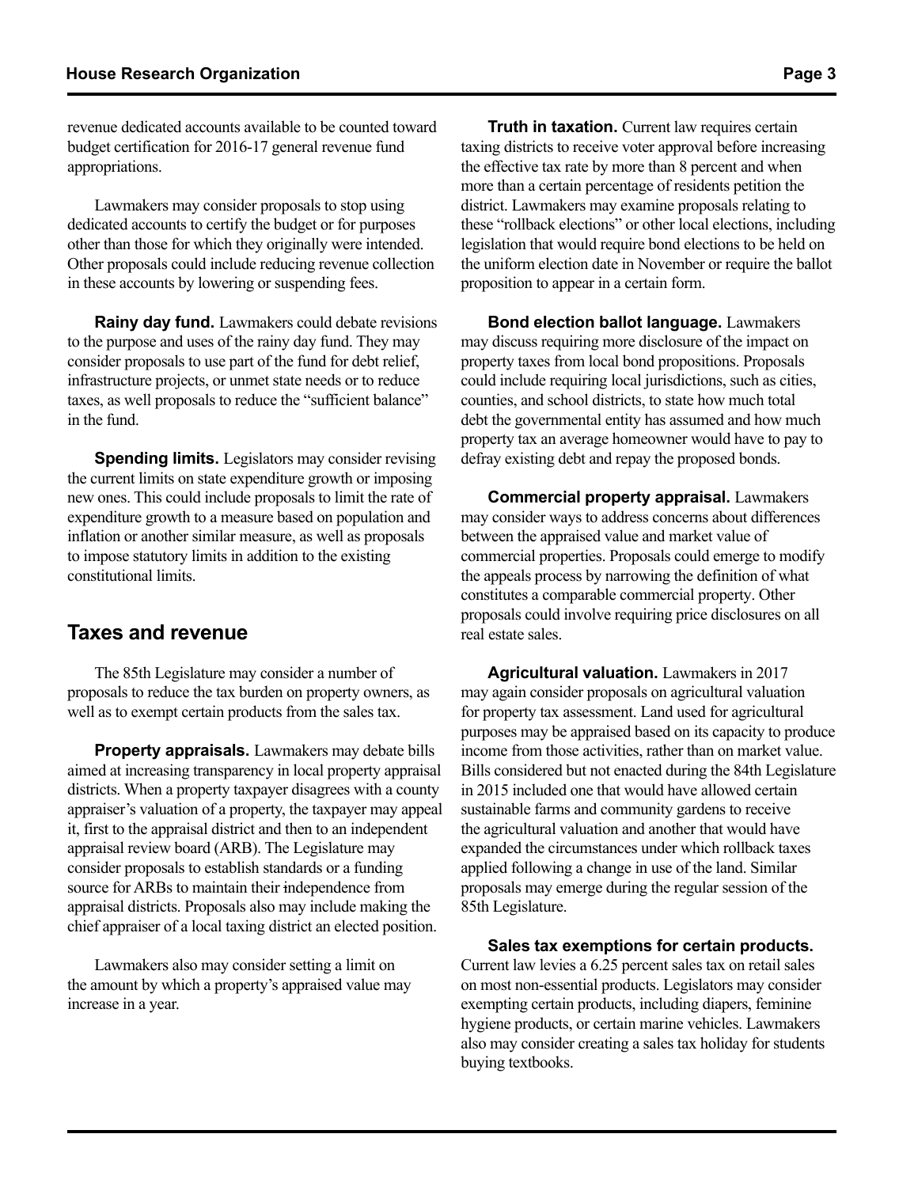revenue dedicated accounts available to be counted toward budget certification for 2016-17 general revenue fund appropriations.

Lawmakers may consider proposals to stop using dedicated accounts to certify the budget or for purposes other than those for which they originally were intended. Other proposals could include reducing revenue collection in these accounts by lowering or suspending fees.

**Rainy day fund.** Lawmakers could debate revisions to the purpose and uses of the rainy day fund. They may consider proposals to use part of the fund for debt relief, infrastructure projects, or unmet state needs or to reduce taxes, as well proposals to reduce the "sufficient balance" in the fund.

**Spending limits.** Legislators may consider revising the current limits on state expenditure growth or imposing new ones. This could include proposals to limit the rate of expenditure growth to a measure based on population and inflation or another similar measure, as well as proposals to impose statutory limits in addition to the existing constitutional limits.

## Taxes and revenue

The 85th Legislature may consider a number of proposals to reduce the tax burden on property owners, as well as to exempt certain products from the sales tax.

**Property appraisals.** Lawmakers may debate bills aimed at increasing transparency in local property appraisal districts. When a property taxpayer disagrees with a county appraiser's valuation of a property, the taxpayer may appeal it, first to the appraisal district and then to an independent appraisal review board (ARB). The Legislature may consider proposals to establish standards or a funding source for ARBs to maintain their independence from appraisal districts. Proposals also may include making the chief appraiser of a local taxing district an elected position.

Lawmakers also may consider setting a limit on the amount by which a property's appraised value may increase in a year.

**Truth in taxation.** Current law requires certain taxing districts to receive voter approval before increasing the effective tax rate by more than 8 percent and when more than a certain percentage of residents petition the district. Lawmakers may examine proposals relating to these "rollback elections" or other local elections, including legislation that would require bond elections to be held on the uniform election date in November or require the ballot proposition to appear in a certain form.

**Bond election ballot language.** Lawmakers may discuss requiring more disclosure of the impact on property taxes from local bond propositions. Proposals could include requiring local jurisdictions, such as cities, counties, and school districts, to state how much total debt the governmental entity has assumed and how much property tax an average homeowner would have to pay to defray existing debt and repay the proposed bonds.

**Commercial property appraisal.** Lawmakers may consider ways to address concerns about differences between the appraised value and market value of commercial properties. Proposals could emerge to modify the appeals process by narrowing the definition of what constitutes a comparable commercial property. Other proposals could involve requiring price disclosures on all real estate sales.

**Agricultural valuation.** Lawmakers in 2017 may again consider proposals on agricultural valuation for property tax assessment. Land used for agricultural purposes may be appraised based on its capacity to produce income from those activities, rather than on market value. Bills considered but not enacted during the 84th Legislature in 2015 included one that would have allowed certain sustainable farms and community gardens to receive the agricultural valuation and another that would have expanded the circumstances under which rollback taxes applied following a change in use of the land. Similar proposals may emerge during the regular session of the 85th Legislature.

**Sales tax exemptions for certain products.** Current law levies a 6.25 percent sales tax on retail sales on most non-essential products. Legislators may consider exempting certain products, including diapers, feminine hygiene products, or certain marine vehicles. Lawmakers also may consider creating a sales tax holiday for students buying textbooks.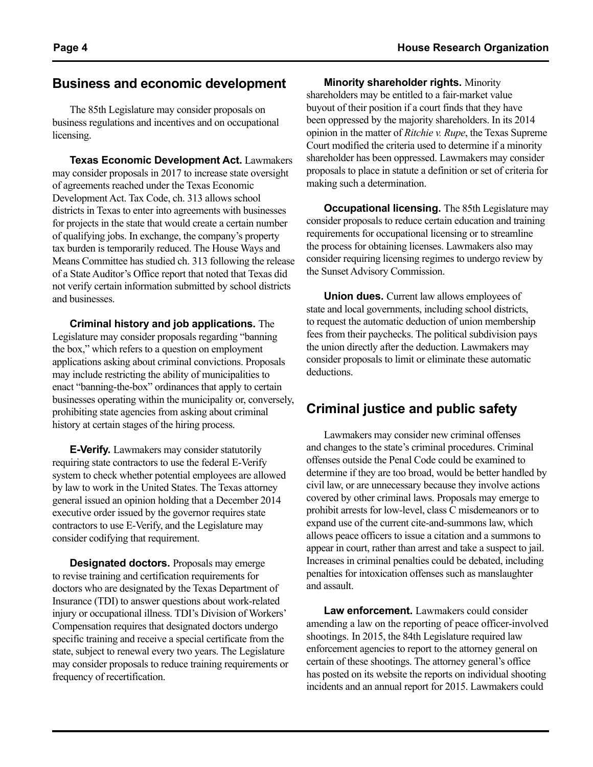## Business and economic development

The 85th Legislature may consider proposals on business regulations and incentives and on occupational licensing.

**Texas Economic Development Act.** Lawmakers may consider proposals in 2017 to increase state oversight of agreements reached under the Texas Economic Development Act. Tax Code, ch. 313 allows school districts in Texas to enter into agreements with businesses for projects in the state that would create a certain number of qualifying jobs. In exchange, the company's property tax burden is temporarily reduced. The House Ways and Means Committee has studied ch. 313 following the release of a State Auditor's Office report that noted that Texas did not verify certain information submitted by school districts and businesses.

**Criminal history and job applications.** The Legislature may consider proposals regarding "banning the box," which refers to a question on employment applications asking about criminal convictions. Proposals may include restricting the ability of municipalities to enact "banning-the-box" ordinances that apply to certain businesses operating within the municipality or, conversely, prohibiting state agencies from asking about criminal history at certain stages of the hiring process.

**E-Verify.** Lawmakers may consider statutorily requiring state contractors to use the federal E-Verify system to check whether potential employees are allowed by law to work in the United States. The Texas attorney general issued an opinion holding that a December 2014 executive order issued by the governor requires state contractors to use E-Verify, and the Legislature may consider codifying that requirement.

**Designated doctors.** Proposals may emerge to revise training and certification requirements for doctors who are designated by the Texas Department of Insurance (TDI) to answer questions about work-related injury or occupational illness. TDI's Division of Workers' Compensation requires that designated doctors undergo specific training and receive a special certificate from the state, subject to renewal every two years. The Legislature may consider proposals to reduce training requirements or frequency of recertification.

**Minority shareholder rights.** Minority shareholders may be entitled to a fair-market value buyout of their position if a court finds that they have been oppressed by the majority shareholders. In its 2014 opinion in the matter of *Ritchie v. Rupe*, the Texas Supreme Court modified the criteria used to determine if a minority shareholder has been oppressed. Lawmakers may consider proposals to place in statute a definition or set of criteria for making such a determination.

**Occupational licensing.** The 85th Legislature may consider proposals to reduce certain education and training requirements for occupational licensing or to streamline the process for obtaining licenses. Lawmakers also may consider requiring licensing regimes to undergo review by the Sunset Advisory Commission.

**Union dues.** Current law allows employees of state and local governments, including school districts, to request the automatic deduction of union membership fees from their paychecks. The political subdivision pays the union directly after the deduction. Lawmakers may consider proposals to limit or eliminate these automatic deductions.

## Criminal justice and public safety

Lawmakers may consider new criminal offenses and changes to the state's criminal procedures. Criminal offenses outside the Penal Code could be examined to determine if they are too broad, would be better handled by civil law, or are unnecessary because they involve actions covered by other criminal laws. Proposals may emerge to prohibit arrests for low-level, class C misdemeanors or to expand use of the current cite-and-summons law, which allows peace officers to issue a citation and a summons to appear in court, rather than arrest and take a suspect to jail. Increases in criminal penalties could be debated, including penalties for intoxication offenses such as manslaughter and assault.

**Law enforcement.** Lawmakers could consider amending a law on the reporting of peace officer-involved shootings. In 2015, the 84th Legislature required law enforcement agencies to report to the attorney general on certain of these shootings. The attorney general's office has posted on its website the reports on individual shooting incidents and an annual report for 2015. Lawmakers could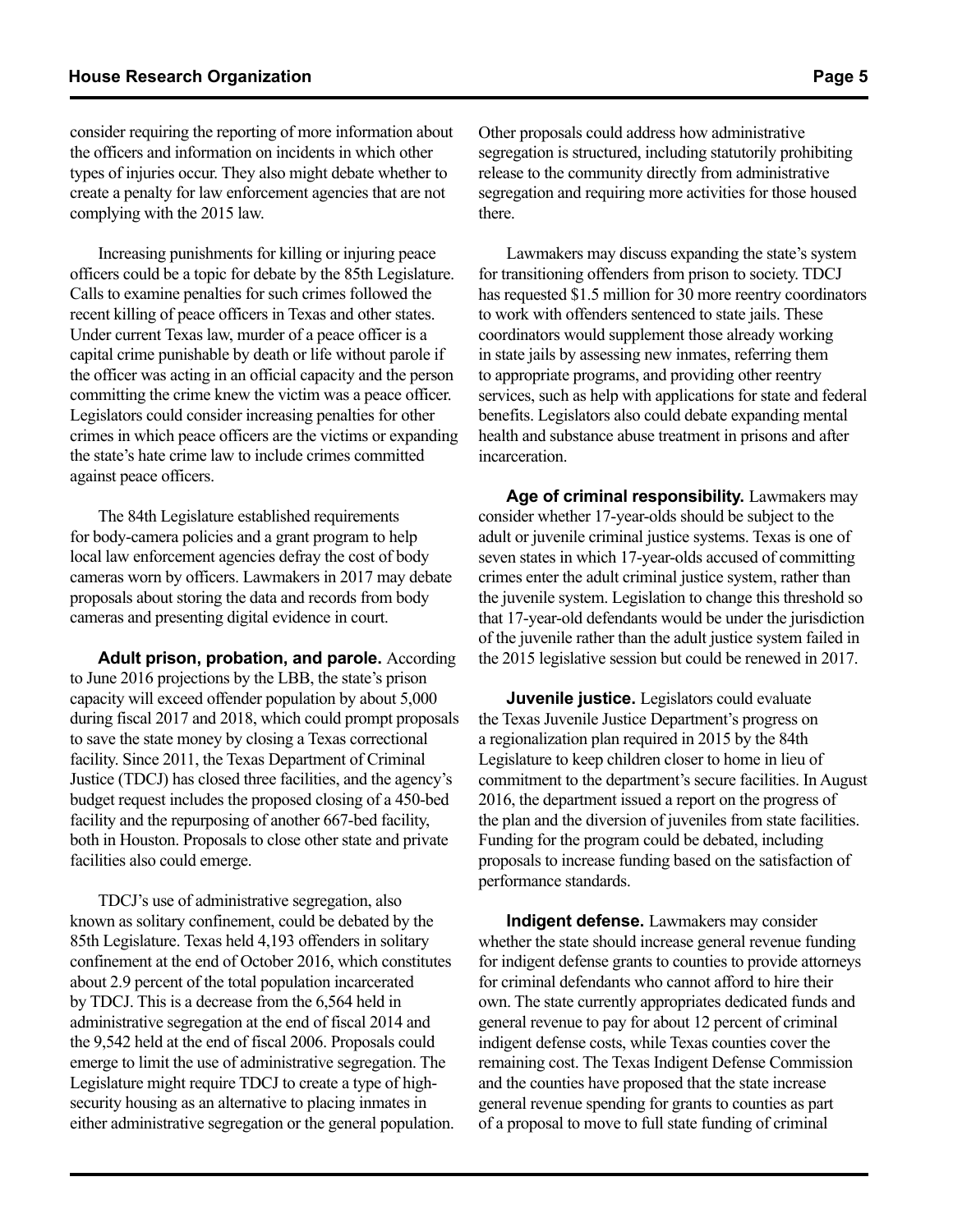consider requiring the reporting of more information about the officers and information on incidents in which other types of injuries occur. They also might debate whether to create a penalty for law enforcement agencies that are not complying with the 2015 law.

Increasing punishments for killing or injuring peace officers could be a topic for debate by the 85th Legislature. Calls to examine penalties for such crimes followed the recent killing of peace officers in Texas and other states. Under current Texas law, murder of a peace officer is a capital crime punishable by death or life without parole if the officer was acting in an official capacity and the person committing the crime knew the victim was a peace officer. Legislators could consider increasing penalties for other crimes in which peace officers are the victims or expanding the state's hate crime law to include crimes committed against peace officers.

The 84th Legislature established requirements for body-camera policies and a grant program to help local law enforcement agencies defray the cost of body cameras worn by officers. Lawmakers in 2017 may debate proposals about storing the data and records from body cameras and presenting digital evidence in court.

**Adult prison, probation, and parole.** According to June 2016 projections by the LBB, the state's prison capacity will exceed offender population by about 5,000 during fiscal 2017 and 2018, which could prompt proposals to save the state money by closing a Texas correctional facility. Since 2011, the Texas Department of Criminal Justice (TDCJ) has closed three facilities, and the agency's budget request includes the proposed closing of a 450-bed facility and the repurposing of another 667-bed facility, both in Houston. Proposals to close other state and private facilities also could emerge.

TDCJ's use of administrative segregation, also known as solitary confinement, could be debated by the 85th Legislature. Texas held 4,193 offenders in solitary confinement at the end of October 2016, which constitutes about 2.9 percent of the total population incarcerated by TDCJ. This is a decrease from the 6,564 held in administrative segregation at the end of fiscal 2014 and the 9,542 held at the end of fiscal 2006. Proposals could emerge to limit the use of administrative segregation. The Legislature might require TDCJ to create a type of high-security housing as an alternative to placing inmates in either administrative segregation or the general population. Other proposals could address how administrative segregation is structured, including statutorily prohibiting release to the community directly from administrative segregation and requiring more activities for those housed there.

Lawmakers may discuss expanding the state's system for transitioning offenders from prison to society. TDCJ has requested $1.5 million for 30 more reentry coordinators to work with offenders sentenced to state jails. These coordinators would supplement those already working in state jails by assessing new inmates, referring them to appropriate programs, and providing other reentry services, such as help with applications for state and federal benefits. Legislators also could debate expanding mental health and substance abuse treatment in prisons and after incarceration.

**Age of criminal responsibility.** Lawmakers may consider whether 17-year-olds should be subject to the adult or juvenile criminal justice systems. Texas is one of seven states in which 17-year-olds accused of committing crimes enter the adult criminal justice system, rather than the juvenile system. Legislation to change this threshold so that 17-year-old defendants would be under the jurisdiction of the juvenile rather than the adult justice system failed in the 2015 legislative session but could be renewed in 2017.

**Juvenile justice.** Legislators could evaluate the Texas Juvenile Justice Department's progress on a regionalization plan required in 2015 by the 84th Legislature to keep children closer to home in lieu of commitment to the department's secure facilities. In August 2016, the department issued a report on the progress of the plan and the diversion of juveniles from state facilities. Funding for the program could be debated, including proposals to increase funding based on the satisfaction of performance standards.

**Indigent defense.** Lawmakers may consider whether the state should increase general revenue funding for indigent defense grants to counties to provide attorneys for criminal defendants who cannot afford to hire their own. The state currently appropriates dedicated funds and general revenue to pay for about 12 percent of criminal indigent defense costs, while Texas counties cover the remaining cost. The Texas Indigent Defense Commission and the counties have proposed that the state increase general revenue spending for grants to counties as part of a proposal to move to full state funding of criminal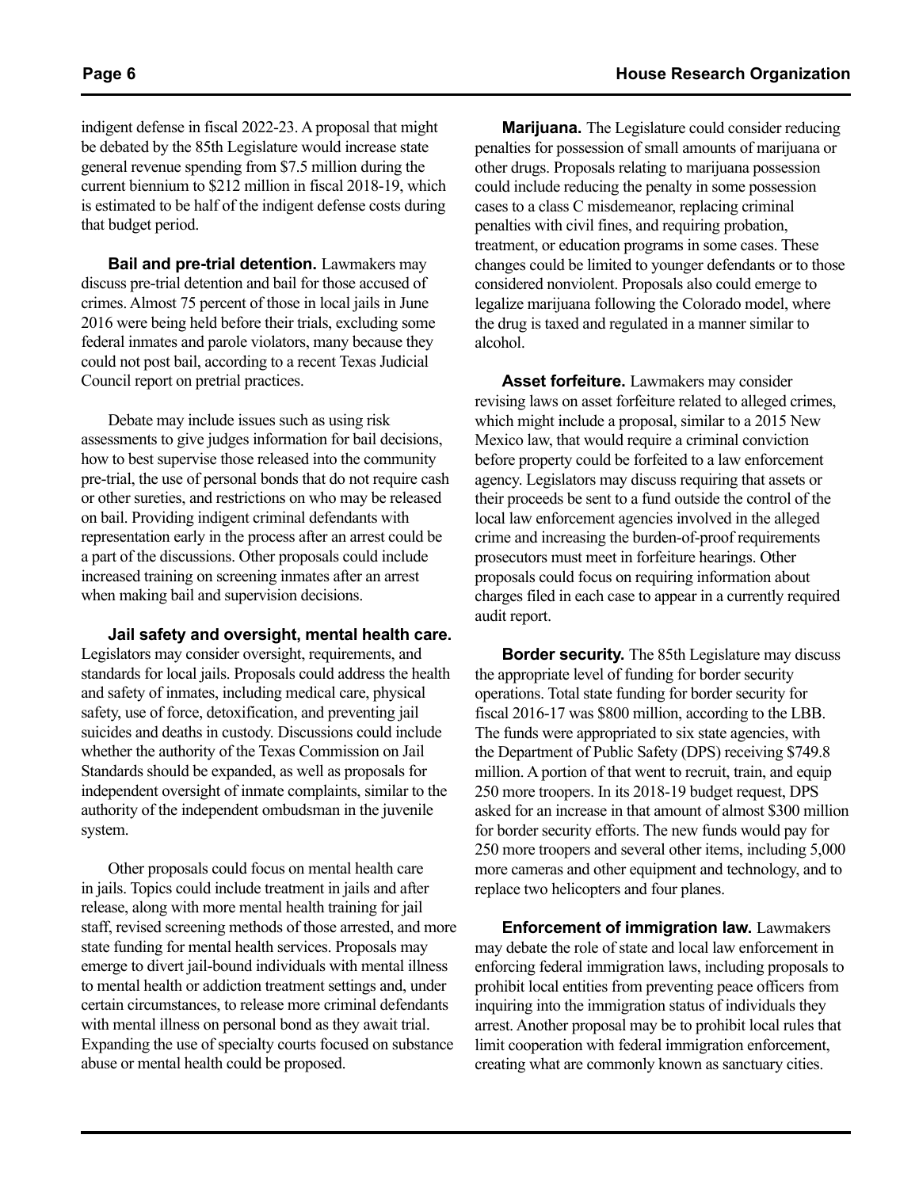indigent defense in fiscal 2022-23. A proposal that might be debated by the 85th Legislature would increase state general revenue spending from $7.5 million during the current biennium to $212 million in fiscal 2018-19, which is estimated to be half of the indigent defense costs during that budget period.

**Bail and pre-trial detention.** Lawmakers may discuss pre-trial detention and bail for those accused of crimes. Almost 75 percent of those in local jails in June 2016 were being held before their trials, excluding some federal inmates and parole violators, many because they could not post bail, according to a recent Texas Judicial Council report on pretrial practices.

Debate may include issues such as using risk assessments to give judges information for bail decisions, how to best supervise those released into the community pre-trial, the use of personal bonds that do not require cash or other sureties, and restrictions on who may be released on bail. Providing indigent criminal defendants with representation early in the process after an arrest could be a part of the discussions. Other proposals could include increased training on screening inmates after an arrest when making bail and supervision decisions.

**Jail safety and oversight, mental health care.** Legislators may consider oversight, requirements, and standards for local jails. Proposals could address the health and safety of inmates, including medical care, physical safety, use of force, detoxification, and preventing jail suicides and deaths in custody. Discussions could include whether the authority of the Texas Commission on Jail Standards should be expanded, as well as proposals for independent oversight of inmate complaints, similar to the authority of the independent ombudsman in the juvenile system.

Other proposals could focus on mental health care in jails. Topics could include treatment in jails and after release, along with more mental health training for jail staff, revised screening methods of those arrested, and more state funding for mental health services. Proposals may emerge to divert jail-bound individuals with mental illness to mental health or addiction treatment settings and, under certain circumstances, to release more criminal defendants with mental illness on personal bond as they await trial. Expanding the use of specialty courts focused on substance abuse or mental health could be proposed.

**Marijuana.** The Legislature could consider reducing penalties for possession of small amounts of marijuana or other drugs. Proposals relating to marijuana possession could include reducing the penalty in some possession cases to a class C misdemeanor, replacing criminal penalties with civil fines, and requiring probation, treatment, or education programs in some cases. These changes could be limited to younger defendants or to those considered nonviolent. Proposals also could emerge to legalize marijuana following the Colorado model, where the drug is taxed and regulated in a manner similar to alcohol.

**Asset forfeiture.** Lawmakers may consider revising laws on asset forfeiture related to alleged crimes, which might include a proposal, similar to a 2015 New Mexico law, that would require a criminal conviction before property could be forfeited to a law enforcement agency. Legislators may discuss requiring that assets or their proceeds be sent to a fund outside the control of the local law enforcement agencies involved in the alleged crime and increasing the burden-of-proof requirements prosecutors must meet in forfeiture hearings. Other proposals could focus on requiring information about charges filed in each case to appear in a currently required audit report.

**Border security.** The 85th Legislature may discuss the appropriate level of funding for border security operations. Total state funding for border security for fiscal 2016-17 was $800 million, according to the LBB. The funds were appropriated to six state agencies, with the Department of Public Safety (DPS) receiving $749.8 million. A portion of that went to recruit, train, and equip 250 more troopers. In its 2018-19 budget request, DPS asked for an increase in that amount of almost $300 million for border security efforts. The new funds would pay for 250 more troopers and several other items, including 5,000 more cameras and other equipment and technology, and to replace two helicopters and four planes.

**Enforcement of immigration law.** Lawmakers may debate the role of state and local law enforcement in enforcing federal immigration laws, including proposals to prohibit local entities from preventing peace officers from inquiring into the immigration status of individuals they arrest. Another proposal may be to prohibit local rules that limit cooperation with federal immigration enforcement, creating what are commonly known as sanctuary cities.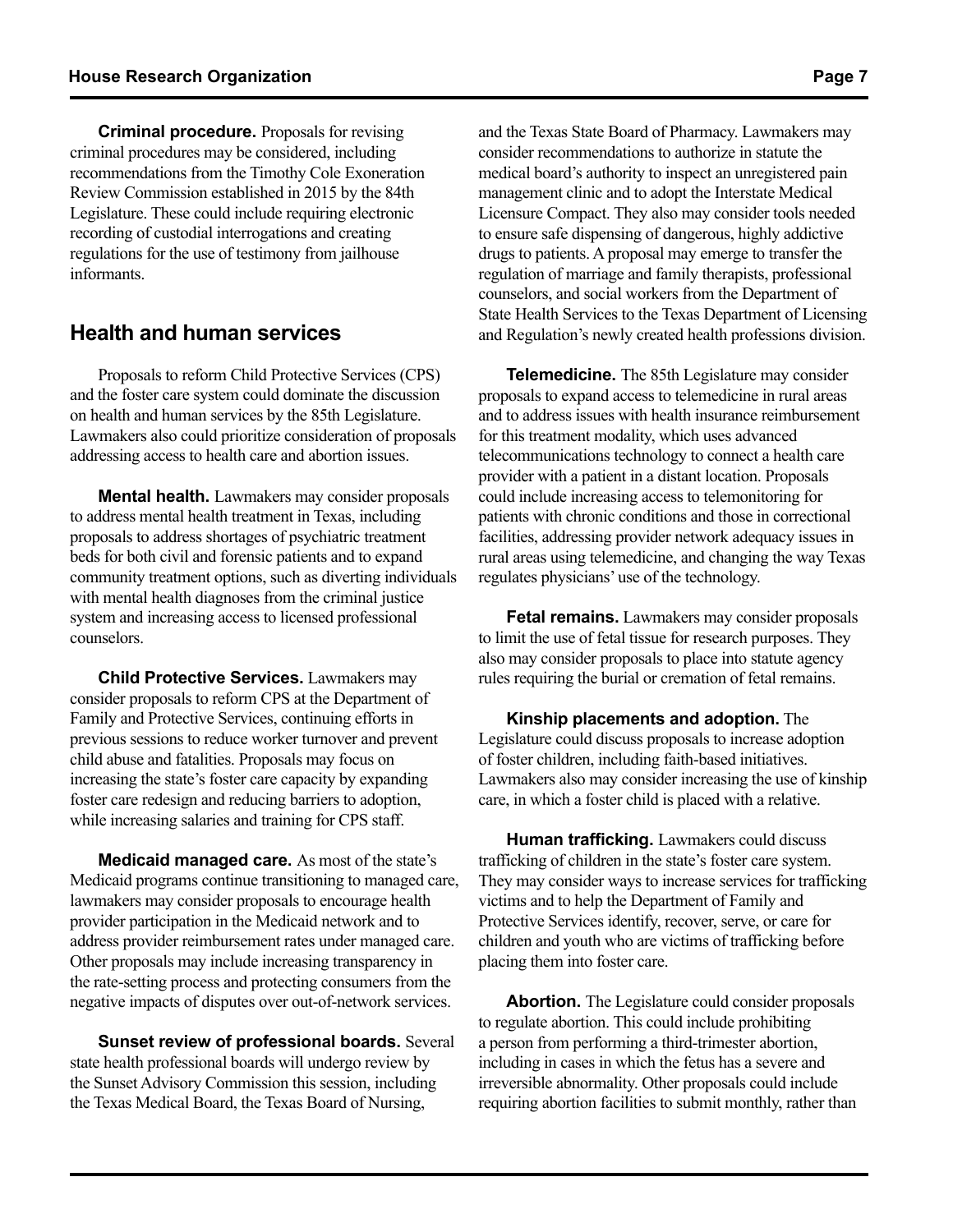**Criminal procedure.** Proposals for revising criminal procedures may be considered, including recommendations from the Timothy Cole Exoneration Review Commission established in 2015 by the 84th Legislature. These could include requiring electronic recording of custodial interrogations and creating regulations for the use of testimony from jailhouse informants.

## Health and human services

Proposals to reform Child Protective Services (CPS) and the foster care system could dominate the discussion on health and human services by the 85th Legislature. Lawmakers also could prioritize consideration of proposals addressing access to health care and abortion issues.

**Mental health.** Lawmakers may consider proposals to address mental health treatment in Texas, including proposals to address shortages of psychiatric treatment beds for both civil and forensic patients and to expand community treatment options, such as diverting individuals with mental health diagnoses from the criminal justice system and increasing access to licensed professional counselors.

**Child Protective Services.** Lawmakers may consider proposals to reform CPS at the Department of Family and Protective Services, continuing efforts in previous sessions to reduce worker turnover and prevent child abuse and fatalities. Proposals may focus on increasing the state's foster care capacity by expanding foster care redesign and reducing barriers to adoption, while increasing salaries and training for CPS staff.

**Medicaid managed care.** As most of the state's Medicaid programs continue transitioning to managed care, lawmakers may consider proposals to encourage health provider participation in the Medicaid network and to address provider reimbursement rates under managed care. Other proposals may include increasing transparency in the rate-setting process and protecting consumers from the negative impacts of disputes over out-of-network services.

**Sunset review of professional boards.** Several state health professional boards will undergo review by the Sunset Advisory Commission this session, including the Texas Medical Board, the Texas Board of Nursing, and the Texas State Board of Pharmacy. Lawmakers may consider recommendations to authorize in statute the medical board's authority to inspect an unregistered pain management clinic and to adopt the Interstate Medical Licensure Compact. They also may consider tools needed to ensure safe dispensing of dangerous, highly addictive drugs to patients. A proposal may emerge to transfer the regulation of marriage and family therapists, professional counselors, and social workers from the Department of State Health Services to the Texas Department of Licensing and Regulation's newly created health professions division.

**Telemedicine.** The 85th Legislature may consider proposals to expand access to telemedicine in rural areas and to address issues with health insurance reimbursement for this treatment modality, which uses advanced telecommunications technology to connect a health care provider with a patient in a distant location. Proposals could include increasing access to telemonitoring for patients with chronic conditions and those in correctional facilities, addressing provider network adequacy issues in rural areas using telemedicine, and changing the way Texas regulates physicians' use of the technology.

**Fetal remains.** Lawmakers may consider proposals to limit the use of fetal tissue for research purposes. They also may consider proposals to place into statute agency rules requiring the burial or cremation of fetal remains.

**Kinship placements and adoption.** The Legislature could discuss proposals to increase adoption of foster children, including faith-based initiatives. Lawmakers also may consider increasing the use of kinship care, in which a foster child is placed with a relative.

**Human trafficking.** Lawmakers could discuss trafficking of children in the state's foster care system. They may consider ways to increase services for trafficking victims and to help the Department of Family and Protective Services identify, recover, serve, or care for children and youth who are victims of trafficking before placing them into foster care.

**Abortion.** The Legislature could consider proposals to regulate abortion. This could include prohibiting a person from performing a third-trimester abortion, including in cases in which the fetus has a severe and irreversible abnormality. Other proposals could include requiring abortion facilities to submit monthly, rather than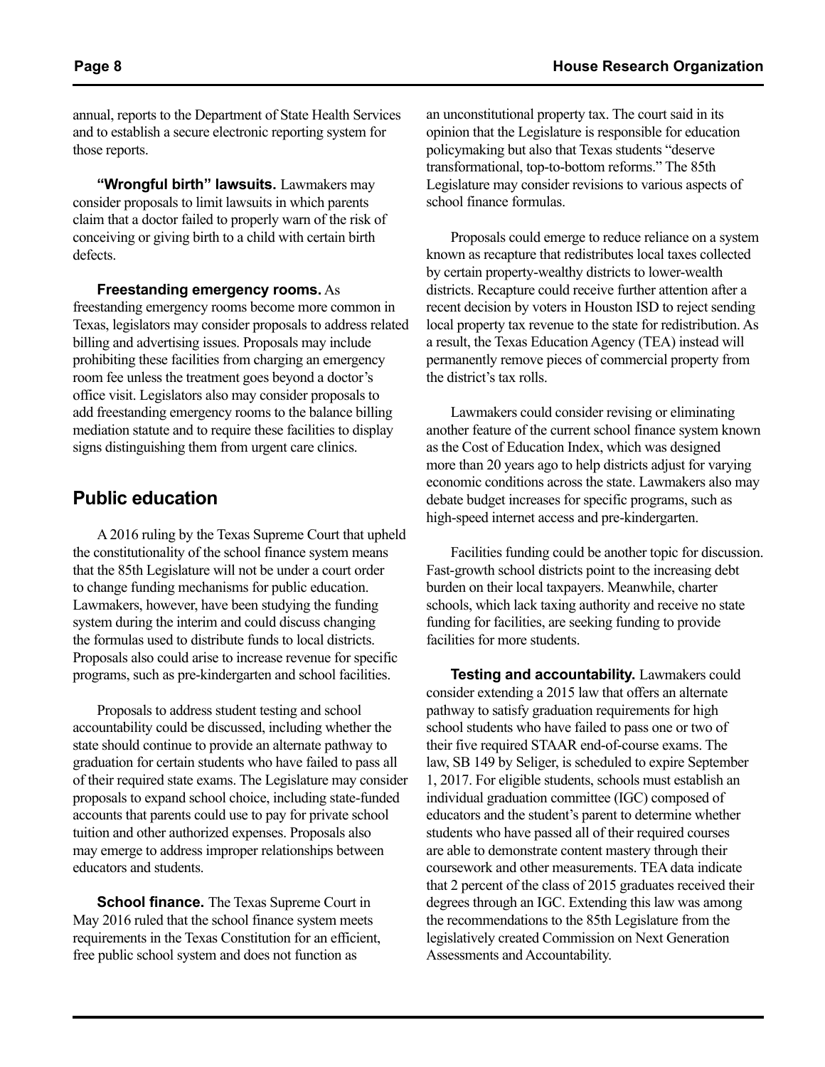annual, reports to the Department of State Health Services and to establish a secure electronic reporting system for those reports.

**"Wrongful birth" lawsuits.** Lawmakers may consider proposals to limit lawsuits in which parents claim that a doctor failed to properly warn of the risk of conceiving or giving birth to a child with certain birth defects.

**Freestanding emergency rooms.** As freestanding emergency rooms become more common in Texas, legislators may consider proposals to address related billing and advertising issues. Proposals may include prohibiting these facilities from charging an emergency room fee unless the treatment goes beyond a doctor's office visit. Legislators also may consider proposals to add freestanding emergency rooms to the balance billing mediation statute and to require these facilities to display signs distinguishing them from urgent care clinics.

## Public education

A 2016 ruling by the Texas Supreme Court that upheld the constitutionality of the school finance system means that the 85th Legislature will not be under a court order to change funding mechanisms for public education. Lawmakers, however, have been studying the funding system during the interim and could discuss changing the formulas used to distribute funds to local districts. Proposals also could arise to increase revenue for specific programs, such as pre-kindergarten and school facilities.

Proposals to address student testing and school accountability could be discussed, including whether the state should continue to provide an alternate pathway to graduation for certain students who have failed to pass all of their required state exams. The Legislature may consider proposals to expand school choice, including state-funded accounts that parents could use to pay for private school tuition and other authorized expenses. Proposals also may emerge to address improper relationships between educators and students.

**School finance.** The Texas Supreme Court in May 2016 ruled that the school finance system meets requirements in the Texas Constitution for an efficient, free public school system and does not function as an unconstitutional property tax. The court said in its opinion that the Legislature is responsible for education policymaking but also that Texas students "deserve transformational, top-to-bottom reforms." The 85th Legislature may consider revisions to various aspects of school finance formulas.

Proposals could emerge to reduce reliance on a system known as recapture that redistributes local taxes collected by certain property-wealthy districts to lower-wealth districts. Recapture could receive further attention after a recent decision by voters in Houston ISD to reject sending local property tax revenue to the state for redistribution. As a result, the Texas Education Agency (TEA) instead will permanently remove pieces of commercial property from the district's tax rolls.

Lawmakers could consider revising or eliminating another feature of the current school finance system known as the Cost of Education Index, which was designed more than 20 years ago to help districts adjust for varying economic conditions across the state. Lawmakers also may debate budget increases for specific programs, such as high-speed internet access and pre-kindergarten.

Facilities funding could be another topic for discussion. Fast-growth school districts point to the increasing debt burden on their local taxpayers. Meanwhile, charter schools, which lack taxing authority and receive no state funding for facilities, are seeking funding to provide facilities for more students.

**Testing and accountability.** Lawmakers could consider extending a 2015 law that offers an alternate pathway to satisfy graduation requirements for high school students who have failed to pass one or two of their five required STAAR end-of-course exams. The law, SB 149 by Seliger, is scheduled to expire September 1, 2017. For eligible students, schools must establish an individual graduation committee (IGC) composed of educators and the student's parent to determine whether students who have passed all of their required courses are able to demonstrate content mastery through their coursework and other measurements. TEA data indicate that 2 percent of the class of 2015 graduates received their degrees through an IGC. Extending this law was among the recommendations to the 85th Legislature from the legislatively created Commission on Next Generation Assessments and Accountability.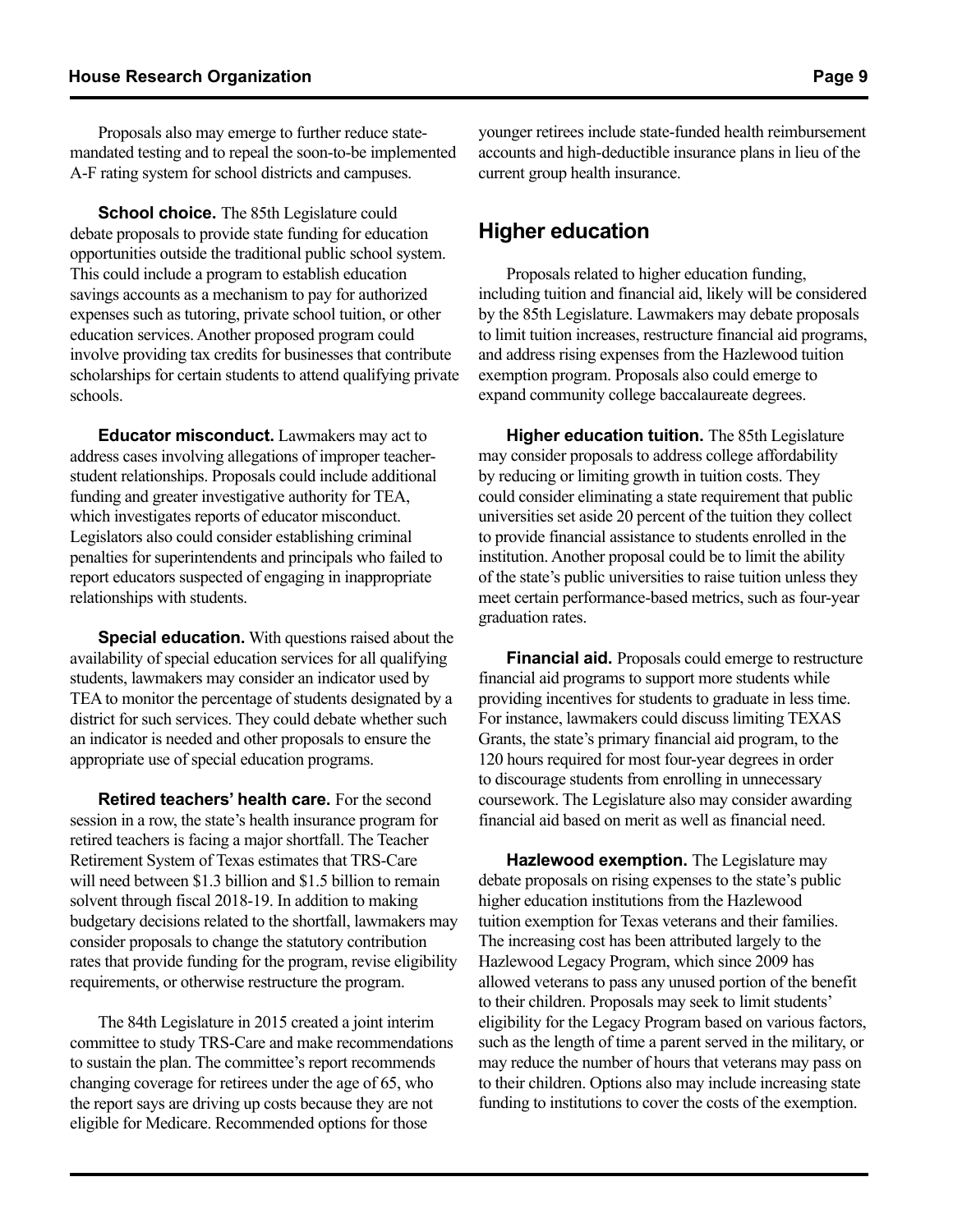Proposals also may emerge to further reduce state-mandated testing and to repeal the soon-to-be implemented A-F rating system for school districts and campuses.

**School choice.** The 85th Legislature could debate proposals to provide state funding for education opportunities outside the traditional public school system. This could include a program to establish education savings accounts as a mechanism to pay for authorized expenses such as tutoring, private school tuition, or other education services. Another proposed program could involve providing tax credits for businesses that contribute scholarships for certain students to attend qualifying private schools.

**Educator misconduct.** Lawmakers may act to address cases involving allegations of improper teacher-student relationships. Proposals could include additional funding and greater investigative authority for TEA, which investigates reports of educator misconduct. Legislators also could consider establishing criminal penalties for superintendents and principals who failed to report educators suspected of engaging in inappropriate relationships with students.

**Special education.** With questions raised about the availability of special education services for all qualifying students, lawmakers may consider an indicator used by TEA to monitor the percentage of students designated by a district for such services. They could debate whether such an indicator is needed and other proposals to ensure the appropriate use of special education programs.

**Retired teachers' health care.** For the second session in a row, the state's health insurance program for retired teachers is facing a major shortfall. The Teacher Retirement System of Texas estimates that TRS-Care will need between $1.3 billion and $1.5 billion to remain solvent through fiscal 2018-19. In addition to making budgetary decisions related to the shortfall, lawmakers may consider proposals to change the statutory contribution rates that provide funding for the program, revise eligibility requirements, or otherwise restructure the program.

The 84th Legislature in 2015 created a joint interim committee to study TRS-Care and make recommendations to sustain the plan. The committee's report recommends changing coverage for retirees under the age of 65, who the report says are driving up costs because they are not eligible for Medicare. Recommended options for those younger retirees include state-funded health reimbursement accounts and high-deductible insurance plans in lieu of the current group health insurance.

## Higher education

Proposals related to higher education funding, including tuition and financial aid, likely will be considered by the 85th Legislature. Lawmakers may debate proposals to limit tuition increases, restructure financial aid programs, and address rising expenses from the Hazlewood tuition exemption program. Proposals also could emerge to expand community college baccalaureate degrees.

**Higher education tuition.** The 85th Legislature may consider proposals to address college affordability by reducing or limiting growth in tuition costs. They could consider eliminating a state requirement that public universities set aside 20 percent of the tuition they collect to provide financial assistance to students enrolled in the institution. Another proposal could be to limit the ability of the state's public universities to raise tuition unless they meet certain performance-based metrics, such as four-year graduation rates.

**Financial aid.** Proposals could emerge to restructure financial aid programs to support more students while providing incentives for students to graduate in less time. For instance, lawmakers could discuss limiting TEXAS Grants, the state's primary financial aid program, to the 120 hours required for most four-year degrees in order to discourage students from enrolling in unnecessary coursework. The Legislature also may consider awarding financial aid based on merit as well as financial need.

**Hazlewood exemption.** The Legislature may debate proposals on rising expenses to the state's public higher education institutions from the Hazlewood tuition exemption for Texas veterans and their families. The increasing cost has been attributed largely to the Hazlewood Legacy Program, which since 2009 has allowed veterans to pass any unused portion of the benefit to their children. Proposals may seek to limit students' eligibility for the Legacy Program based on various factors, such as the length of time a parent served in the military, or may reduce the number of hours that veterans may pass on to their children. Options also may include increasing state funding to institutions to cover the costs of the exemption.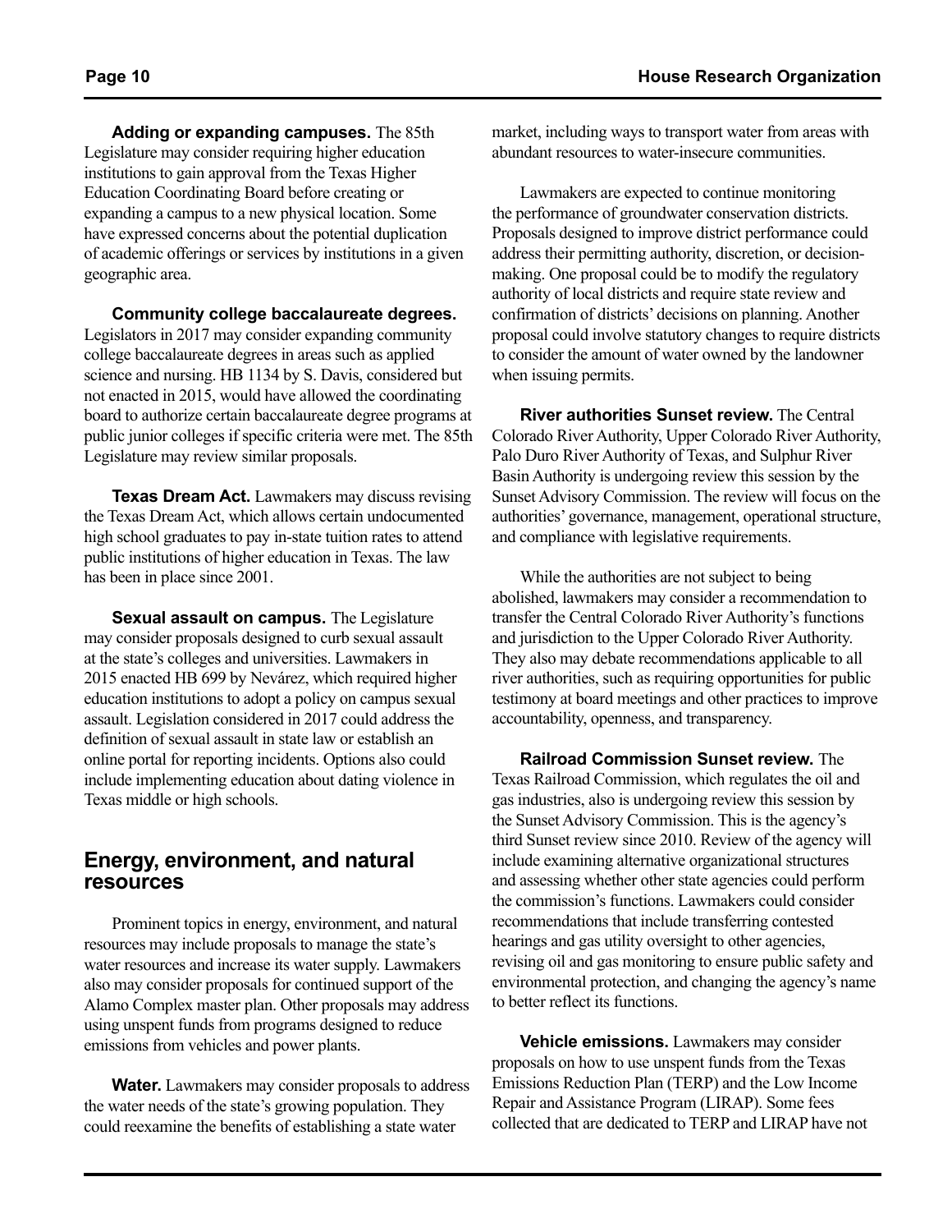**Adding or expanding campuses.** The 85th Legislature may consider requiring higher education institutions to gain approval from the Texas Higher Education Coordinating Board before creating or expanding a campus to a new physical location. Some have expressed concerns about the potential duplication of academic offerings or services by institutions in a given geographic area.

**Community college baccalaureate degrees.** Legislators in 2017 may consider expanding community college baccalaureate degrees in areas such as applied science and nursing. HB 1134 by S. Davis, considered but not enacted in 2015, would have allowed the coordinating board to authorize certain baccalaureate degree programs at public junior colleges if specific criteria were met. The 85th Legislature may review similar proposals.

**Texas Dream Act.** Lawmakers may discuss revising the Texas Dream Act, which allows certain undocumented high school graduates to pay in-state tuition rates to attend public institutions of higher education in Texas. The law has been in place since 2001.

**Sexual assault on campus.** The Legislature may consider proposals designed to curb sexual assault at the state's colleges and universities. Lawmakers in 2015 enacted HB 699 by Nevárez, which required higher education institutions to adopt a policy on campus sexual assault. Legislation considered in 2017 could address the definition of sexual assault in state law or establish an online portal for reporting incidents. Options also could include implementing education about dating violence in Texas middle or high schools.

## Energy, environment, and natural resources

Prominent topics in energy, environment, and natural resources may include proposals to manage the state's water resources and increase its water supply. Lawmakers also may consider proposals for continued support of the Alamo Complex master plan. Other proposals may address using unspent funds from programs designed to reduce emissions from vehicles and power plants.

**Water.** Lawmakers may consider proposals to address the water needs of the state's growing population. They could reexamine the benefits of establishing a state water market, including ways to transport water from areas with abundant resources to water-insecure communities.

Lawmakers are expected to continue monitoring the performance of groundwater conservation districts. Proposals designed to improve district performance could address their permitting authority, discretion, or decision-making. One proposal could be to modify the regulatory authority of local districts and require state review and confirmation of districts' decisions on planning. Another proposal could involve statutory changes to require districts to consider the amount of water owned by the landowner when issuing permits.

**River authorities Sunset review.** The Central Colorado River Authority, Upper Colorado River Authority, Palo Duro River Authority of Texas, and Sulphur River Basin Authority is undergoing review this session by the Sunset Advisory Commission. The review will focus on the authorities' governance, management, operational structure, and compliance with legislative requirements.

While the authorities are not subject to being abolished, lawmakers may consider a recommendation to transfer the Central Colorado River Authority's functions and jurisdiction to the Upper Colorado River Authority. They also may debate recommendations applicable to all river authorities, such as requiring opportunities for public testimony at board meetings and other practices to improve accountability, openness, and transparency.

**Railroad Commission Sunset review.** The Texas Railroad Commission, which regulates the oil and gas industries, also is undergoing review this session by the Sunset Advisory Commission. This is the agency's third Sunset review since 2010. Review of the agency will include examining alternative organizational structures and assessing whether other state agencies could perform the commission's functions. Lawmakers could consider recommendations that include transferring contested hearings and gas utility oversight to other agencies, revising oil and gas monitoring to ensure public safety and environmental protection, and changing the agency's name to better reflect its functions.

**Vehicle emissions.** Lawmakers may consider proposals on how to use unspent funds from the Texas Emissions Reduction Plan (TERP) and the Low Income Repair and Assistance Program (LIRAP). Some fees collected that are dedicated to TERP and LIRAP have not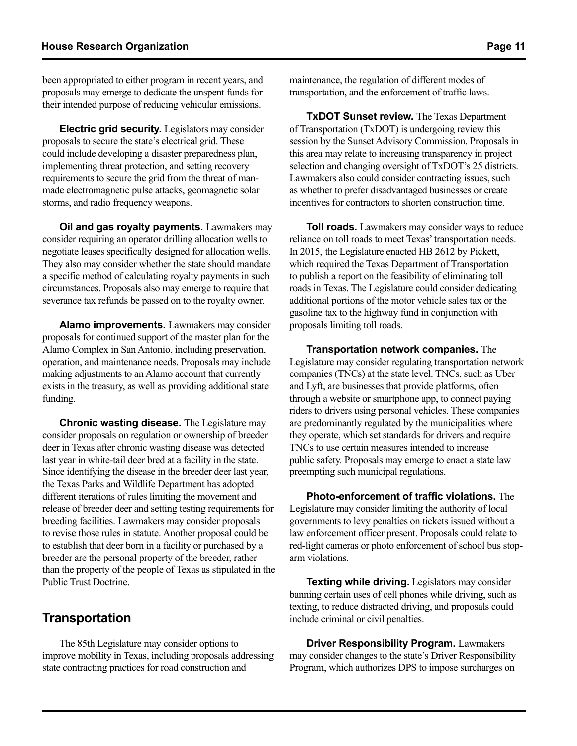been appropriated to either program in recent years, and proposals may emerge to dedicate the unspent funds for their intended purpose of reducing vehicular emissions.

**Electric grid security.** Legislators may consider proposals to secure the state's electrical grid. These could include developing a disaster preparedness plan, implementing threat protection, and setting recovery requirements to secure the grid from the threat of man-made electromagnetic pulse attacks, geomagnetic solar storms, and radio frequency weapons.

**Oil and gas royalty payments.** Lawmakers may consider requiring an operator drilling allocation wells to negotiate leases specifically designed for allocation wells. They also may consider whether the state should mandate a specific method of calculating royalty payments in such circumstances. Proposals also may emerge to require that severance tax refunds be passed on to the royalty owner.

**Alamo improvements.** Lawmakers may consider proposals for continued support of the master plan for the Alamo Complex in San Antonio, including preservation, operation, and maintenance needs. Proposals may include making adjustments to an Alamo account that currently exists in the treasury, as well as providing additional state funding.

**Chronic wasting disease.** The Legislature may consider proposals on regulation or ownership of breeder deer in Texas after chronic wasting disease was detected last year in white-tail deer bred at a facility in the state. Since identifying the disease in the breeder deer last year, the Texas Parks and Wildlife Department has adopted different iterations of rules limiting the movement and release of breeder deer and setting testing requirements for breeding facilities. Lawmakers may consider proposals to revise those rules in statute. Another proposal could be to establish that deer born in a facility or purchased by a breeder are the personal property of the breeder, rather than the property of the people of Texas as stipulated in the Public Trust Doctrine.

## Transportation

The 85th Legislature may consider options to improve mobility in Texas, including proposals addressing state contracting practices for road construction and maintenance, the regulation of different modes of transportation, and the enforcement of traffic laws.

**TxDOT Sunset review.** The Texas Department of Transportation (TxDOT) is undergoing review this session by the Sunset Advisory Commission. Proposals in this area may relate to increasing transparency in project selection and changing oversight of TxDOT's 25 districts. Lawmakers also could consider contracting issues, such as whether to prefer disadvantaged businesses or create incentives for contractors to shorten construction time.

**Toll roads.** Lawmakers may consider ways to reduce reliance on toll roads to meet Texas' transportation needs. In 2015, the Legislature enacted HB 2612 by Pickett, which required the Texas Department of Transportation to publish a report on the feasibility of eliminating toll roads in Texas. The Legislature could consider dedicating additional portions of the motor vehicle sales tax or the gasoline tax to the highway fund in conjunction with proposals limiting toll roads.

**Transportation network companies.** The Legislature may consider regulating transportation network companies (TNCs) at the state level. TNCs, such as Uber and Lyft, are businesses that provide platforms, often through a website or smartphone app, to connect paying riders to drivers using personal vehicles. These companies are predominantly regulated by the municipalities where they operate, which set standards for drivers and require TNCs to use certain measures intended to increase public safety. Proposals may emerge to enact a state law preempting such municipal regulations.

**Photo-enforcement of traffic violations.** The Legislature may consider limiting the authority of local governments to levy penalties on tickets issued without a law enforcement officer present. Proposals could relate to red-light cameras or photo enforcement of school bus stop-arm violations.

**Texting while driving.** Legislators may consider banning certain uses of cell phones while driving, such as texting, to reduce distracted driving, and proposals could include criminal or civil penalties.

**Driver Responsibility Program.** Lawmakers may consider changes to the state's Driver Responsibility Program, which authorizes DPS to impose surcharges on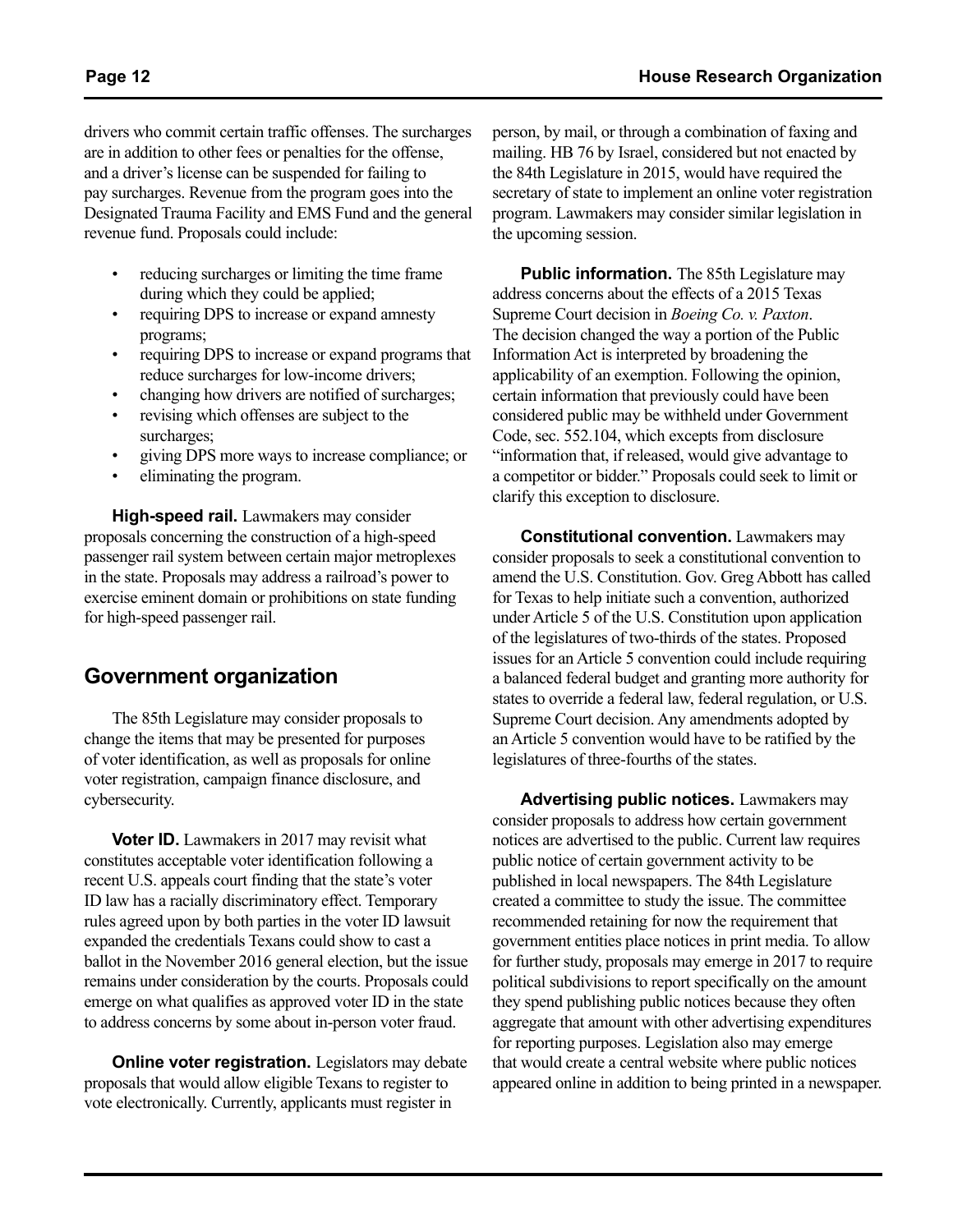drivers who commit certain traffic offenses. The surcharges are in addition to other fees or penalties for the offense, and a driver's license can be suspended for failing to pay surcharges. Revenue from the program goes into the Designated Trauma Facility and EMS Fund and the general revenue fund. Proposals could include:

- reducing surcharges or limiting the time frame during which they could be applied;
- requiring DPS to increase or expand amnesty programs;
- requiring DPS to increase or expand programs that reduce surcharges for low-income drivers;
- changing how drivers are notified of surcharges;
- revising which offenses are subject to the surcharges;
- giving DPS more ways to increase compliance; or
- eliminating the program.

**High-speed rail.** Lawmakers may consider proposals concerning the construction of a high-speed passenger rail system between certain major metroplexes in the state. Proposals may address a railroad's power to exercise eminent domain or prohibitions on state funding for high-speed passenger rail.

## Government organization

The 85th Legislature may consider proposals to change the items that may be presented for purposes of voter identification, as well as proposals for online voter registration, campaign finance disclosure, and cybersecurity.

**Voter ID.** Lawmakers in 2017 may revisit what constitutes acceptable voter identification following a recent U.S. appeals court finding that the state's voter ID law has a racially discriminatory effect. Temporary rules agreed upon by both parties in the voter ID lawsuit expanded the credentials Texans could show to cast a ballot in the November 2016 general election, but the issue remains under consideration by the courts. Proposals could emerge on what qualifies as approved voter ID in the state to address concerns by some about in-person voter fraud.

**Online voter registration.** Legislators may debate proposals that would allow eligible Texans to register to vote electronically. Currently, applicants must register in person, by mail, or through a combination of faxing and mailing. HB 76 by Israel, considered but not enacted by the 84th Legislature in 2015, would have required the secretary of state to implement an online voter registration program. Lawmakers may consider similar legislation in the upcoming session.

**Public information.** The 85th Legislature may address concerns about the effects of a 2015 Texas Supreme Court decision in *Boeing Co. v. Paxton*. The decision changed the way a portion of the Public Information Act is interpreted by broadening the applicability of an exemption. Following the opinion, certain information that previously could have been considered public may be withheld under Government Code, sec. 552.104, which excepts from disclosure "information that, if released, would give advantage to a competitor or bidder." Proposals could seek to limit or clarify this exception to disclosure.

**Constitutional convention.** Lawmakers may consider proposals to seek a constitutional convention to amend the U.S. Constitution. Gov. Greg Abbott has called for Texas to help initiate such a convention, authorized under Article 5 of the U.S. Constitution upon application of the legislatures of two-thirds of the states. Proposed issues for an Article 5 convention could include requiring a balanced federal budget and granting more authority for states to override a federal law, federal regulation, or U.S. Supreme Court decision. Any amendments adopted by an Article 5 convention would have to be ratified by the legislatures of three-fourths of the states.

**Advertising public notices.** Lawmakers may consider proposals to address how certain government notices are advertised to the public. Current law requires public notice of certain government activity to be published in local newspapers. The 84th Legislature created a committee to study the issue. The committee recommended retaining for now the requirement that government entities place notices in print media. To allow for further study, proposals may emerge in 2017 to require political subdivisions to report specifically on the amount they spend publishing public notices because they often aggregate that amount with other advertising expenditures for reporting purposes. Legislation also may emerge that would create a central website where public notices appeared online in addition to being printed in a newspaper.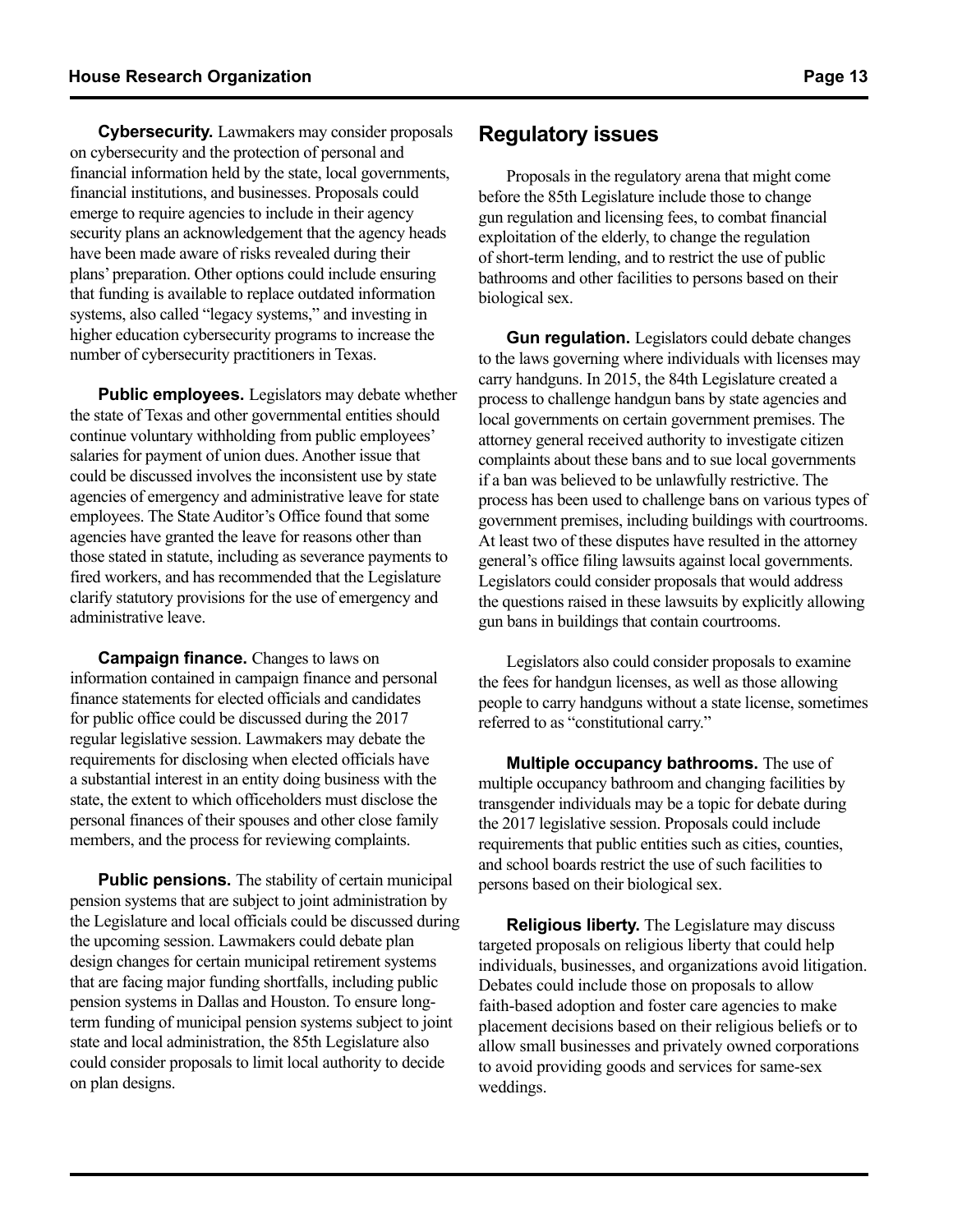**Cybersecurity.** Lawmakers may consider proposals on cybersecurity and the protection of personal and financial information held by the state, local governments, financial institutions, and businesses. Proposals could emerge to require agencies to include in their agency security plans an acknowledgement that the agency heads have been made aware of risks revealed during their plans' preparation. Other options could include ensuring that funding is available to replace outdated information systems, also called "legacy systems," and investing in higher education cybersecurity programs to increase the number of cybersecurity practitioners in Texas.

**Public employees.** Legislators may debate whether the state of Texas and other governmental entities should continue voluntary withholding from public employees' salaries for payment of union dues. Another issue that could be discussed involves the inconsistent use by state agencies of emergency and administrative leave for state employees. The State Auditor's Office found that some agencies have granted the leave for reasons other than those stated in statute, including as severance payments to fired workers, and has recommended that the Legislature clarify statutory provisions for the use of emergency and administrative leave.

**Campaign finance.** Changes to laws on information contained in campaign finance and personal finance statements for elected officials and candidates for public office could be discussed during the 2017 regular legislative session. Lawmakers may debate the requirements for disclosing when elected officials have a substantial interest in an entity doing business with the state, the extent to which officeholders must disclose the personal finances of their spouses and other close family members, and the process for reviewing complaints.

**Public pensions.** The stability of certain municipal pension systems that are subject to joint administration by the Legislature and local officials could be discussed during the upcoming session. Lawmakers could debate plan design changes for certain municipal retirement systems that are facing major funding shortfalls, including public pension systems in Dallas and Houston. To ensure long-term funding of municipal pension systems subject to joint state and local administration, the 85th Legislature also could consider proposals to limit local authority to decide on plan designs.

## Regulatory issues

Proposals in the regulatory arena that might come before the 85th Legislature include those to change gun regulation and licensing fees, to combat financial exploitation of the elderly, to change the regulation of short-term lending, and to restrict the use of public bathrooms and other facilities to persons based on their biological sex.

**Gun regulation.** Legislators could debate changes to the laws governing where individuals with licenses may carry handguns. In 2015, the 84th Legislature created a process to challenge handgun bans by state agencies and local governments on certain government premises. The attorney general received authority to investigate citizen complaints about these bans and to sue local governments if a ban was believed to be unlawfully restrictive. The process has been used to challenge bans on various types of government premises, including buildings with courtrooms. At least two of these disputes have resulted in the attorney general's office filing lawsuits against local governments. Legislators could consider proposals that would address the questions raised in these lawsuits by explicitly allowing gun bans in buildings that contain courtrooms.

Legislators also could consider proposals to examine the fees for handgun licenses, as well as those allowing people to carry handguns without a state license, sometimes referred to as "constitutional carry."

**Multiple occupancy bathrooms.** The use of multiple occupancy bathroom and changing facilities by transgender individuals may be a topic for debate during the 2017 legislative session. Proposals could include requirements that public entities such as cities, counties, and school boards restrict the use of such facilities to persons based on their biological sex.

**Religious liberty.** The Legislature may discuss targeted proposals on religious liberty that could help individuals, businesses, and organizations avoid litigation. Debates could include those on proposals to allow faith-based adoption and foster care agencies to make placement decisions based on their religious beliefs or to allow small businesses and privately owned corporations to avoid providing goods and services for same-sex weddings.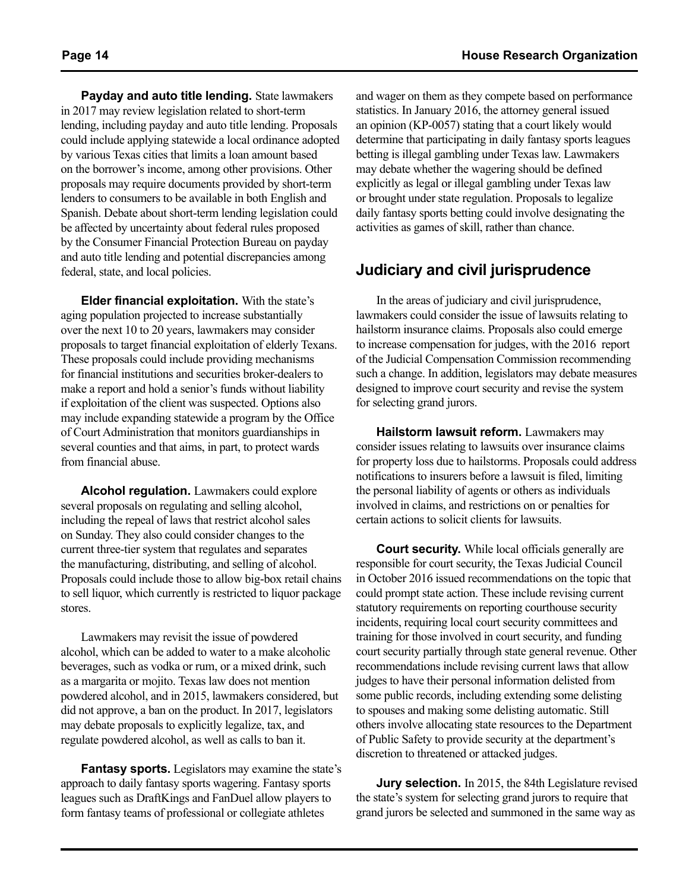**Payday and auto title lending.** State lawmakers in 2017 may review legislation related to short-term lending, including payday and auto title lending. Proposals could include applying statewide a local ordinance adopted by various Texas cities that limits a loan amount based on the borrower's income, among other provisions. Other proposals may require documents provided by short-term lenders to consumers to be available in both English and Spanish. Debate about short-term lending legislation could be affected by uncertainty about federal rules proposed by the Consumer Financial Protection Bureau on payday and auto title lending and potential discrepancies among federal, state, and local policies.

**Elder financial exploitation.** With the state's aging population projected to increase substantially over the next 10 to 20 years, lawmakers may consider proposals to target financial exploitation of elderly Texans. These proposals could include providing mechanisms for financial institutions and securities broker-dealers to make a report and hold a senior's funds without liability if exploitation of the client was suspected. Options also may include expanding statewide a program by the Office of Court Administration that monitors guardianships in several counties and that aims, in part, to protect wards from financial abuse.

**Alcohol regulation.** Lawmakers could explore several proposals on regulating and selling alcohol, including the repeal of laws that restrict alcohol sales on Sunday. They also could consider changes to the current three-tier system that regulates and separates the manufacturing, distributing, and selling of alcohol. Proposals could include those to allow big-box retail chains to sell liquor, which currently is restricted to liquor package stores.

Lawmakers may revisit the issue of powdered alcohol, which can be added to water to a make alcoholic beverages, such as vodka or rum, or a mixed drink, such as a margarita or mojito. Texas law does not mention powdered alcohol, and in 2015, lawmakers considered, but did not approve, a ban on the product. In 2017, legislators may debate proposals to explicitly legalize, tax, and regulate powdered alcohol, as well as calls to ban it.

**Fantasy sports.** Legislators may examine the state's approach to daily fantasy sports wagering. Fantasy sports leagues such as DraftKings and FanDuel allow players to form fantasy teams of professional or collegiate athletes and wager on them as they compete based on performance statistics. In January 2016, the attorney general issued an opinion (KP-0057) stating that a court likely would determine that participating in daily fantasy sports leagues betting is illegal gambling under Texas law. Lawmakers may debate whether the wagering should be defined explicitly as legal or illegal gambling under Texas law or brought under state regulation. Proposals to legalize daily fantasy sports betting could involve designating the activities as games of skill, rather than chance.

## Judiciary and civil jurisprudence

In the areas of judiciary and civil jurisprudence, lawmakers could consider the issue of lawsuits relating to hailstorm insurance claims. Proposals also could emerge to increase compensation for judges, with the 2016 report of the Judicial Compensation Commission recommending such a change. In addition, legislators may debate measures designed to improve court security and revise the system for selecting grand jurors.

**Hailstorm lawsuit reform.** Lawmakers may consider issues relating to lawsuits over insurance claims for property loss due to hailstorms. Proposals could address notifications to insurers before a lawsuit is filed, limiting the personal liability of agents or others as individuals involved in claims, and restrictions on or penalties for certain actions to solicit clients for lawsuits.

**Court security.** While local officials generally are responsible for court security, the Texas Judicial Council in October 2016 issued recommendations on the topic that could prompt state action. These include revising current statutory requirements on reporting courthouse security incidents, requiring local court security committees and training for those involved in court security, and funding court security partially through state general revenue. Other recommendations include revising current laws that allow judges to have their personal information delisted from some public records, including extending some delisting to spouses and making some delisting automatic. Still others involve allocating state resources to the Department of Public Safety to provide security at the department's discretion to threatened or attacked judges.

**Jury selection.** In 2015, the 84th Legislature revised the state's system for selecting grand jurors to require that grand jurors be selected and summoned in the same way as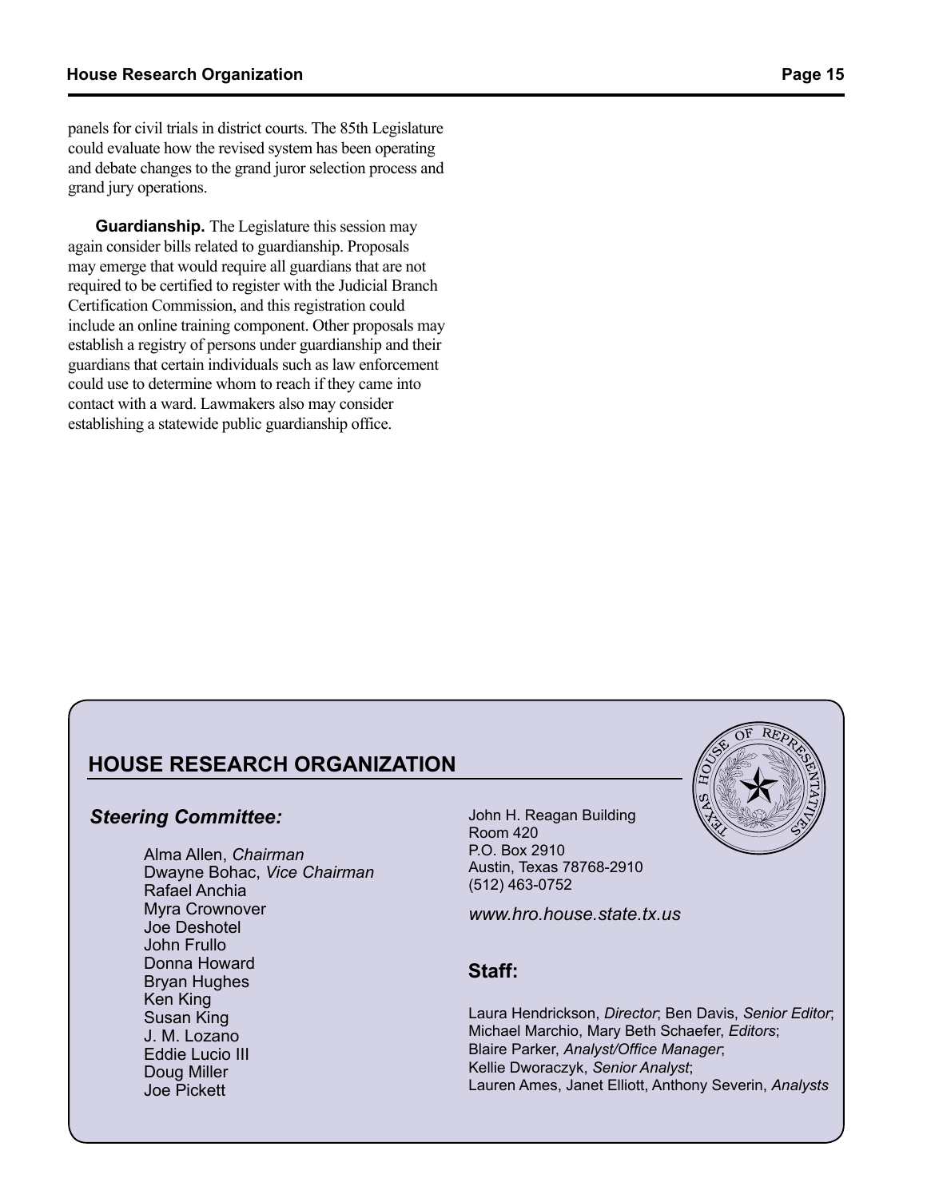panels for civil trials in district courts. The 85th Legislature could evaluate how the revised system has been operating and debate changes to the grand juror selection process and grand jury operations.

**Guardianship.** The Legislature this session may again consider bills related to guardianship. Proposals may emerge that would require all guardians that are not required to be certified to register with the Judicial Branch Certification Commission, and this registration could include an online training component. Other proposals may establish a registry of persons under guardianship and their guardians that certain individuals such as law enforcement could use to determine whom to reach if they came into contact with a ward. Lawmakers also may consider establishing a statewide public guardianship office.

## HOUSE RESEARCH ORGANIZATION

### *Steering Committee:*

Alma Allen, *Chairman*
Dwayne Bohac, *Vice Chairman*
Rafael Anchia
Myra Crownover
Joe Deshotel
John Frullo
Donna Howard
Bryan Hughes
Ken King
Susan King
J. M. Lozano
Eddie Lucio III
Doug Miller
Joe Pickett

John H. Reagan Building
Room 420
P.O. Box 2910
Austin, Texas 78768-2910
(512) 463-0752

*www.hro.house.state.tx.us*

### Staff:

Laura Hendrickson, *Director*; Ben Davis, *Senior Editor*;
Michael Marchio, Mary Beth Schaefer, *Editors*;
Blaire Parker, *Analyst/Office Manager*;
Kellie Dworaczyk, *Senior Analyst*;
Lauren Ames, Janet Elliott, Anthony Severin, *Analysts*